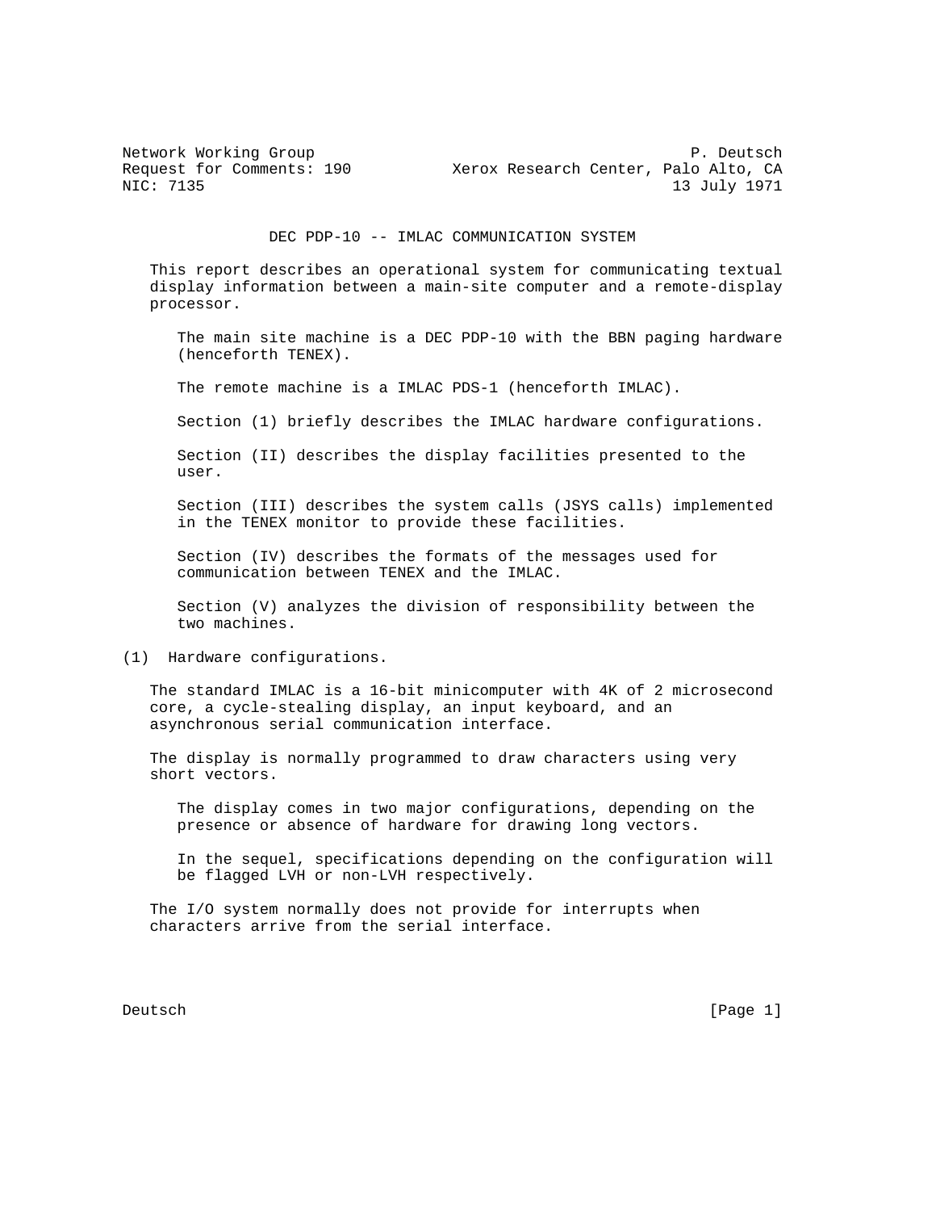Network Working Group P. Deutsch
Request for Comments: 190 Xerox Research Center, Palo Alto, CA
NIC: 7135 13 July 1971

# DEC PDP-10 -- IMLAC COMMUNICATION SYSTEM

This report describes an operational system for communicating textual display information between a main-site computer and a remote-display processor.

The main site machine is a DEC PDP-10 with the BBN paging hardware (henceforth TENEX).

The remote machine is a IMLAC PDS-1 (henceforth IMLAC).

Section (1) briefly describes the IMLAC hardware configurations.

Section (II) describes the display facilities presented to the user.

Section (III) describes the system calls (JSYS calls) implemented in the TENEX monitor to provide these facilities.

Section (IV) describes the formats of the messages used for communication between TENEX and the IMLAC.

Section (V) analyzes the division of responsibility between the two machines.

## (1) Hardware configurations.

The standard IMLAC is a 16-bit minicomputer with 4K of 2 microsecond core, a cycle-stealing display, an input keyboard, and an asynchronous serial communication interface.

The display is normally programmed to draw characters using very short vectors.

The display comes in two major configurations, depending on the presence or absence of hardware for drawing long vectors.

In the sequel, specifications depending on the configuration will be flagged LVH or non-LVH respectively.

The I/O system normally does not provide for interrupts when characters arrive from the serial interface.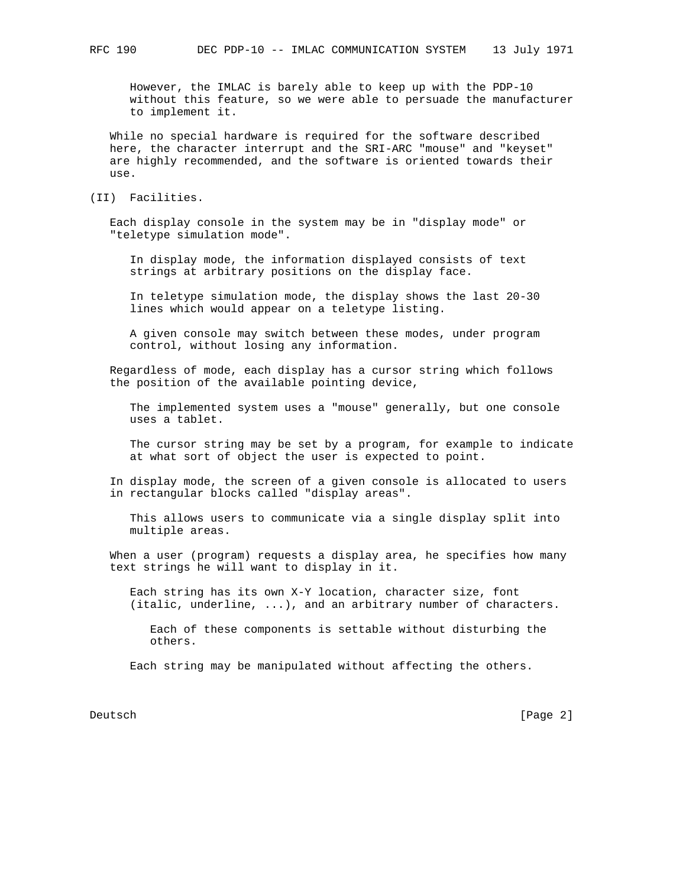However, the IMLAC is barely able to keep up with the PDP-10 without this feature, so we were able to persuade the manufacturer to implement it.

While no special hardware is required for the software described here, the character interrupt and the SRI-ARC "mouse" and "keyset" are highly recommended, and the software is oriented towards their use.

## (II) Facilities.

Each display console in the system may be in "display mode" or "teletype simulation mode".

In display mode, the information displayed consists of text strings at arbitrary positions on the display face.

In teletype simulation mode, the display shows the last 20-30 lines which would appear on a teletype listing.

A given console may switch between these modes, under program control, without losing any information.

Regardless of mode, each display has a cursor string which follows the position of the available pointing device,

The implemented system uses a "mouse" generally, but one console uses a tablet.

The cursor string may be set by a program, for example to indicate at what sort of object the user is expected to point.

In display mode, the screen of a given console is allocated to users in rectangular blocks called "display areas".

This allows users to communicate via a single display split into multiple areas.

When a user (program) requests a display area, he specifies how many text strings he will want to display in it.

Each string has its own X-Y location, character size, font (italic, underline, ...), and an arbitrary number of characters.

Each of these components is settable without disturbing the others.

Each string may be manipulated without affecting the others.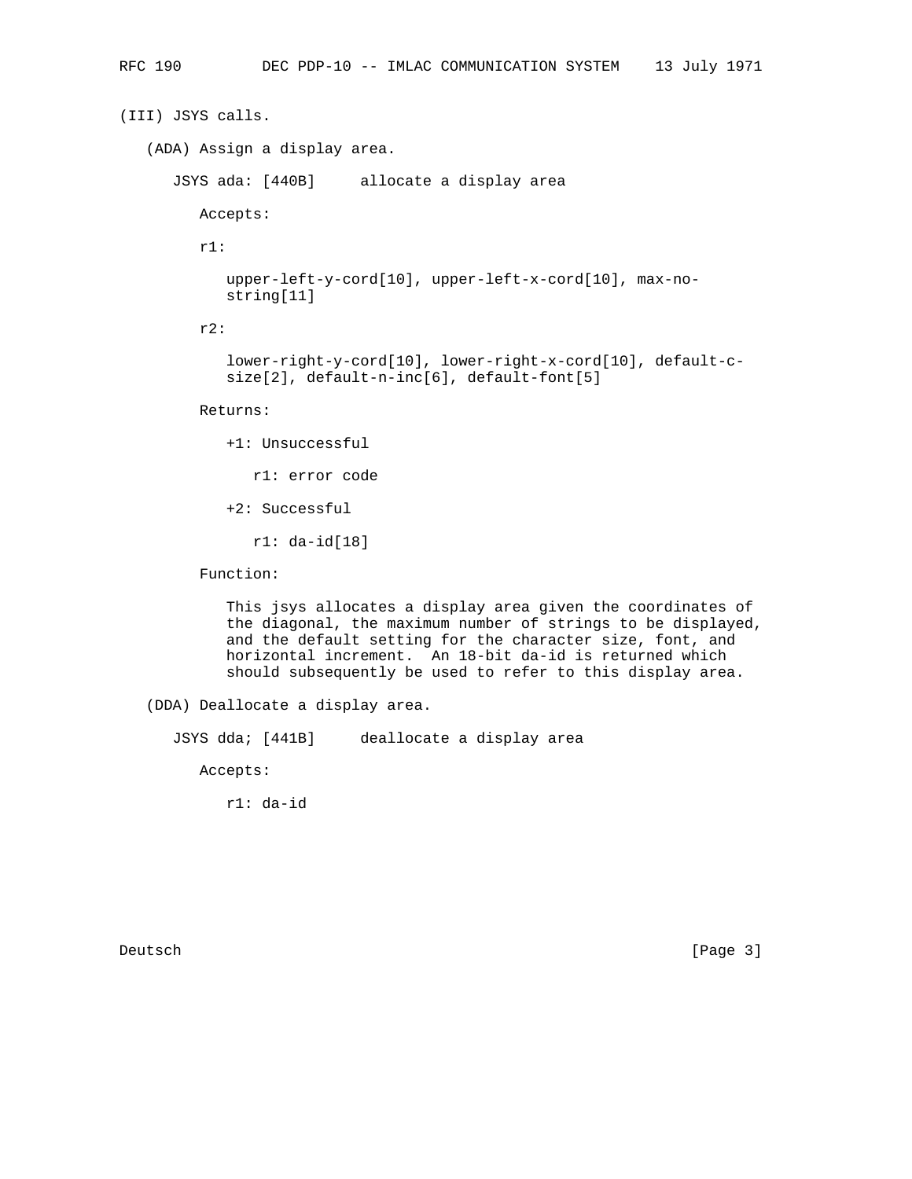(III) JSYS calls.

(ADA) Assign a display area.

JSYS ada: [440B]     allocate a display area

Accepts:

r1:

upper-left-y-cord[10], upper-left-x-cord[10], max-no-string[11]

r2:

lower-right-y-cord[10], lower-right-x-cord[10], default-c-size[2], default-n-inc[6], default-font[5]

Returns:

+1: Unsuccessful

r1: error code

+2: Successful

r1: da-id[18]

Function:

This jsys allocates a display area given the coordinates of the diagonal, the maximum number of strings to be displayed, and the default setting for the character size, font, and horizontal increment.  An 18-bit da-id is returned which should subsequently be used to refer to this display area.

(DDA) Deallocate a display area.

JSYS dda; [441B]     deallocate a display area

Accepts:

r1: da-id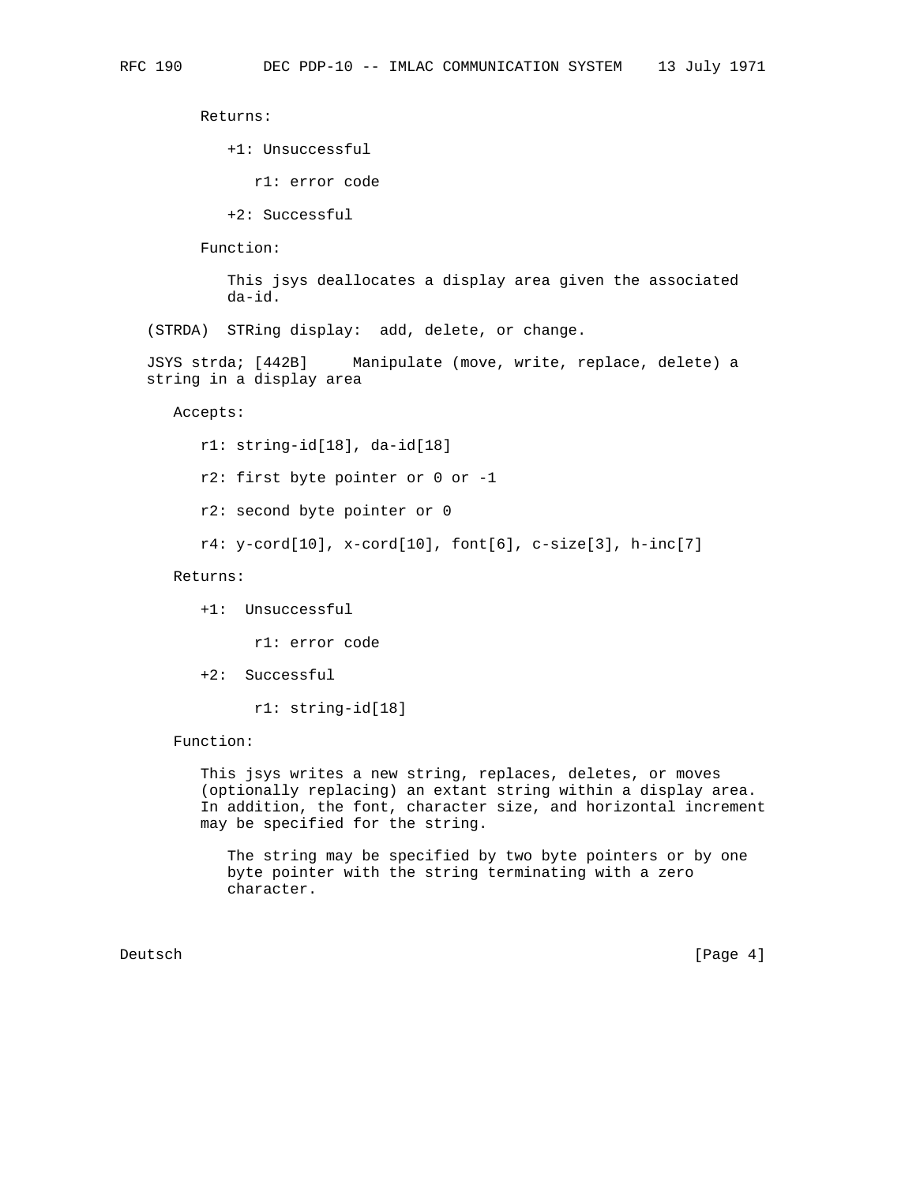Returns:

+1: Unsuccessful

r1: error code

+2: Successful

Function:

This jsys deallocates a display area given the associated da-id.

(STRDA) STRing display: add, delete, or change.

JSYS strda; [442B] Manipulate (move, write, replace, delete) a string in a display area

Accepts:

r1: string-id[18], da-id[18]

r2: first byte pointer or 0 or -1

r2: second byte pointer or 0

r4: y-cord[10], x-cord[10], font[6], c-size[3], h-inc[7]

Returns:

+1: Unsuccessful

r1: error code

+2: Successful

r1: string-id[18]

Function:

This jsys writes a new string, replaces, deletes, or moves (optionally replacing) an extant string within a display area. In addition, the font, character size, and horizontal increment may be specified for the string.

The string may be specified by two byte pointers or by one byte pointer with the string terminating with a zero character.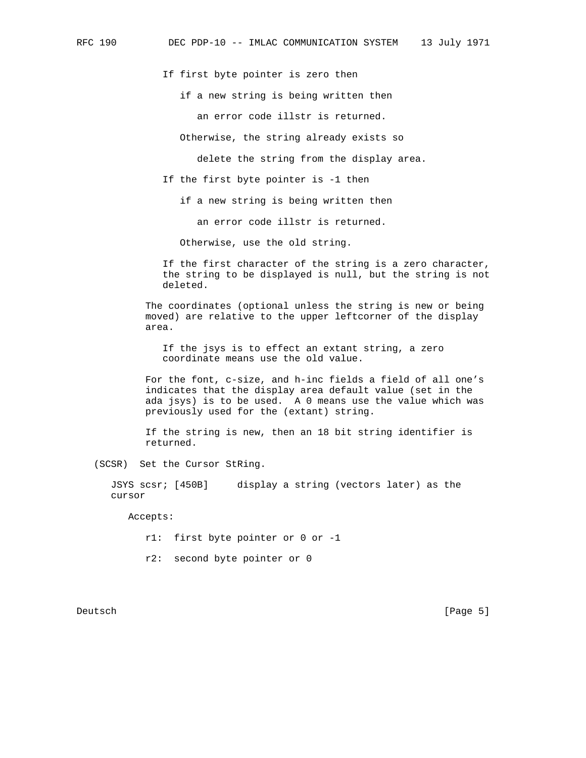If first byte pointer is zero then

if a new string is being written then

an error code illstr is returned.

Otherwise, the string already exists so

delete the string from the display area.

If the first byte pointer is -1 then

if a new string is being written then

an error code illstr is returned.

Otherwise, use the old string.

If the first character of the string is a zero character, the string to be displayed is null, but the string is not deleted.

The coordinates (optional unless the string is new or being moved) are relative to the upper leftcorner of the display area.

If the jsys is to effect an extant string, a zero coordinate means use the old value.

For the font, c-size, and h-inc fields a field of all one's indicates that the display area default value (set in the ada jsys) is to be used. A 0 means use the value which was previously used for the (extant) string.

If the string is new, then an 18 bit string identifier is returned.

(SCSR) Set the Cursor StRing.

JSYS scsr; [450B] display a string (vectors later) as the cursor

Accepts:

r1: first byte pointer or 0 or -1

r2: second byte pointer or 0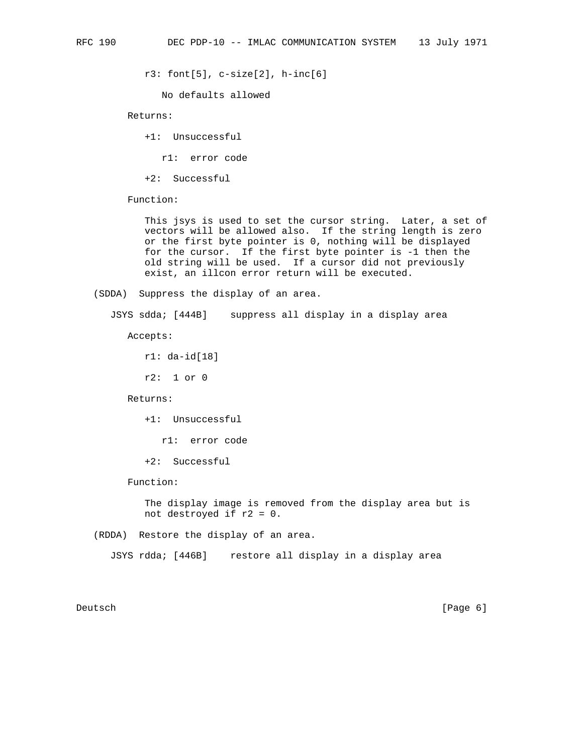r3: font[5], c-size[2], h-inc[6]

No defaults allowed

Returns:

+1: Unsuccessful

r1: error code

+2: Successful

Function:

This jsys is used to set the cursor string. Later, a set of vectors will be allowed also. If the string length is zero or the first byte pointer is 0, nothing will be displayed for the cursor. If the first byte pointer is -1 then the old string will be used. If a cursor did not previously exist, an illcon error return will be executed.

(SDDA) Suppress the display of an area.

JSYS sdda; [444B] suppress all display in a display area

Accepts:

r1: da-id[18]

r2: 1 or 0

Returns:

+1: Unsuccessful

r1: error code

+2: Successful

Function:

The display image is removed from the display area but is not destroyed if r2 = 0.

(RDDA) Restore the display of an area.

JSYS rdda; [446B] restore all display in a display area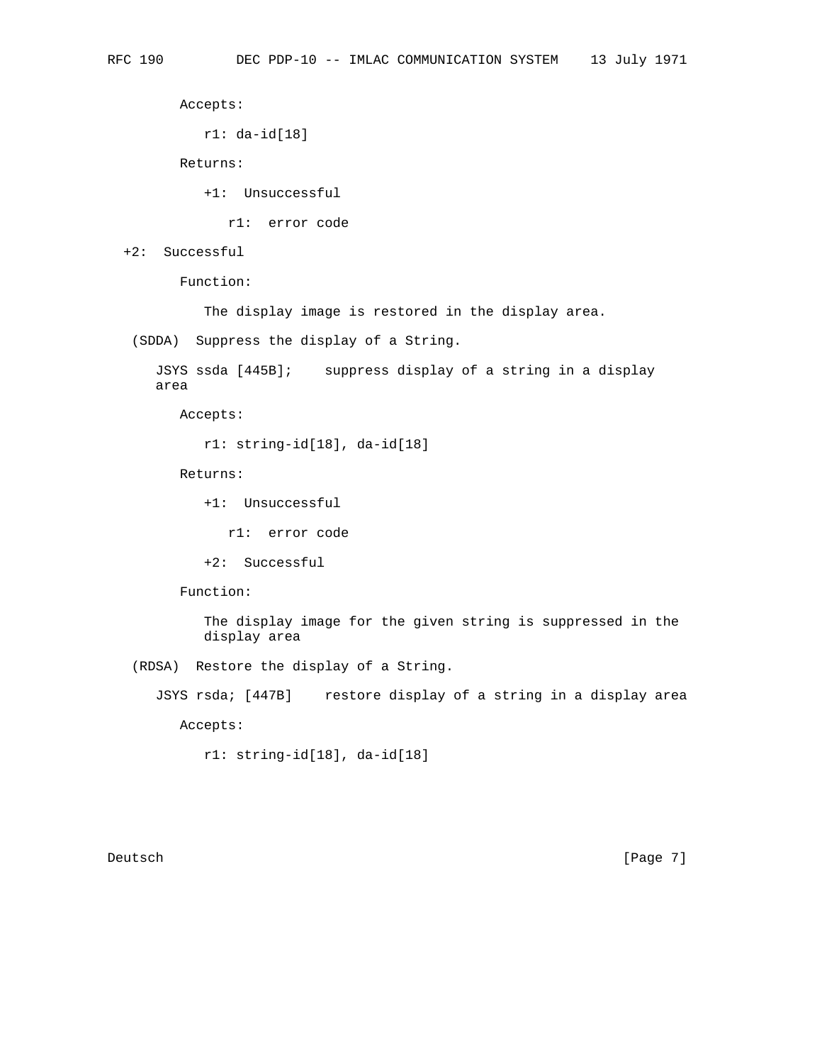Accepts:

r1: da-id[18]

Returns:

+1: Unsuccessful

r1: error code

+2: Successful

Function:

The display image is restored in the display area.

(SDDA) Suppress the display of a String.

JSYS ssda [445B]; suppress display of a string in a display area

Accepts:

r1: string-id[18], da-id[18]

Returns:

+1: Unsuccessful

r1: error code

+2: Successful

Function:

The display image for the given string is suppressed in the display area

(RDSA) Restore the display of a String.

JSYS rsda; [447B] restore display of a string in a display area

Accepts:

r1: string-id[18], da-id[18]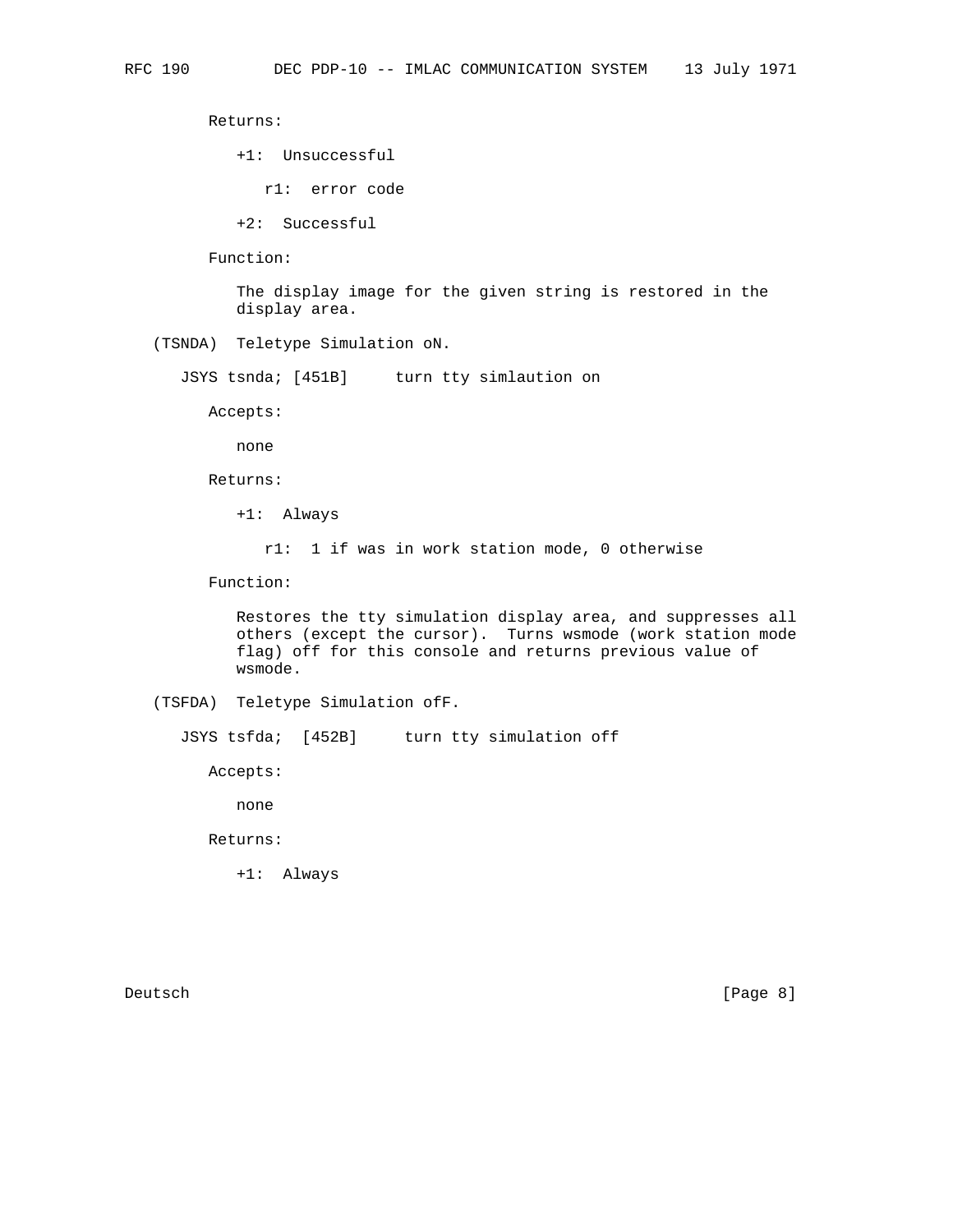Returns:

+1: Unsuccessful

r1: error code

+2: Successful

Function:

The display image for the given string is restored in the display area.

(TSNDA) Teletype Simulation oN.

```
JSYS tsnda; [451B]     turn tty simlaution on
```

Accepts:

none

Returns:

+1: Always

r1: 1 if was in work station mode, 0 otherwise

Function:

Restores the tty simulation display area, and suppresses all others (except the cursor). Turns wsmode (work station mode flag) off for this console and returns previous value of wsmode.

(TSFDA) Teletype Simulation ofF.

```
JSYS tsfda;  [452B]     turn tty simulation off
```

Accepts:

none

Returns:

+1: Always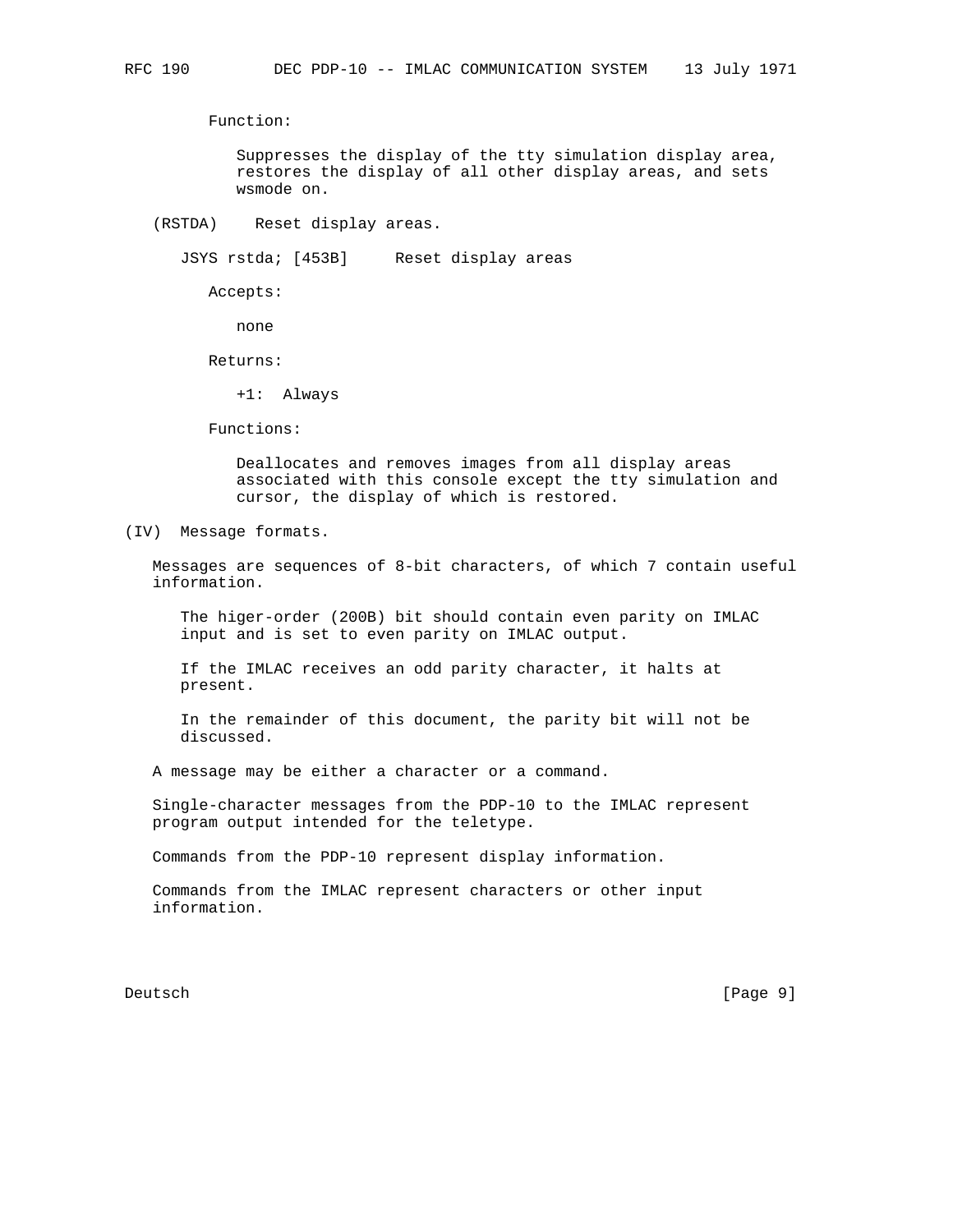Function:

Suppresses the display of the tty simulation display area, restores the display of all other display areas, and sets wsmode on.

(RSTDA) Reset display areas.

JSYS rstda; [453B] Reset display areas

Accepts:

none

Returns:

+1: Always

Functions:

Deallocates and removes images from all display areas associated with this console except the tty simulation and cursor, the display of which is restored.

(IV) Message formats.

Messages are sequences of 8-bit characters, of which 7 contain useful information.

The higer-order (200B) bit should contain even parity on IMLAC input and is set to even parity on IMLAC output.

If the IMLAC receives an odd parity character, it halts at present.

In the remainder of this document, the parity bit will not be discussed.

A message may be either a character or a command.

Single-character messages from the PDP-10 to the IMLAC represent program output intended for the teletype.

Commands from the PDP-10 represent display information.

Commands from the IMLAC represent characters or other input information.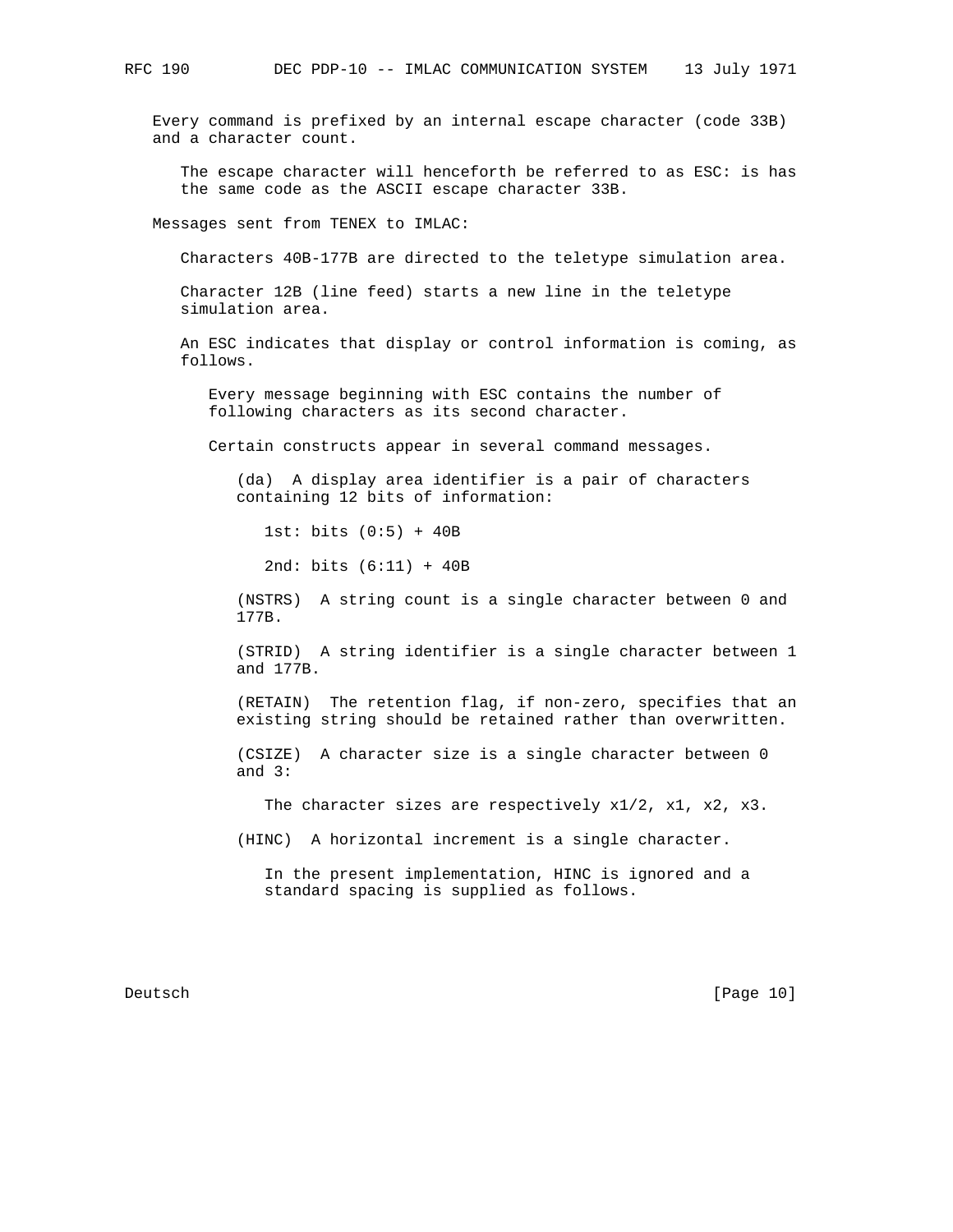Every command is prefixed by an internal escape character (code 33B) and a character count.

The escape character will henceforth be referred to as ESC: is has the same code as the ASCII escape character 33B.

Messages sent from TENEX to IMLAC:

Characters 40B-177B are directed to the teletype simulation area.

Character 12B (line feed) starts a new line in the teletype simulation area.

An ESC indicates that display or control information is coming, as follows.

Every message beginning with ESC contains the number of following characters as its second character.

Certain constructs appear in several command messages.

(da) A display area identifier is a pair of characters containing 12 bits of information:

1st: bits (0:5) + 40B

2nd: bits (6:11) + 40B

(NSTRS) A string count is a single character between 0 and 177B.

(STRID) A string identifier is a single character between 1 and 177B.

(RETAIN) The retention flag, if non-zero, specifies that an existing string should be retained rather than overwritten.

(CSIZE) A character size is a single character between 0 and 3:

The character sizes are respectively x1/2, x1, x2, x3.

(HINC) A horizontal increment is a single character.

In the present implementation, HINC is ignored and a standard spacing is supplied as follows.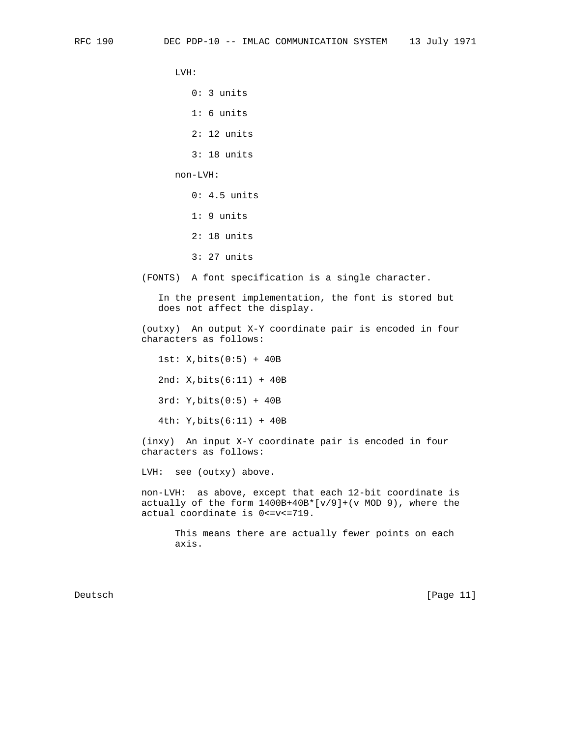LVH:

- 0: 3 units
- 1: 6 units
- 2: 12 units
- 3: 18 units

non-LVH:

- 0: 4.5 units
- 1: 9 units
- 2: 18 units
- 3: 27 units

(FONTS) A font specification is a single character.

In the present implementation, the font is stored but does not affect the display.

(outxy) An output X-Y coordinate pair is encoded in four characters as follows:

1st: X,bits(0:5) + 40B

2nd: X,bits(6:11) + 40B

3rd: Y,bits(0:5) + 40B

4th: Y,bits(6:11) + 40B

(inxy) An input X-Y coordinate pair is encoded in four characters as follows:

LVH: see (outxy) above.

non-LVH: as above, except that each 12-bit coordinate is actually of the form 1400B+40B*[v/9]+(v MOD 9), where the actual coordinate is 0<=v<=719.

This means there are actually fewer points on each axis.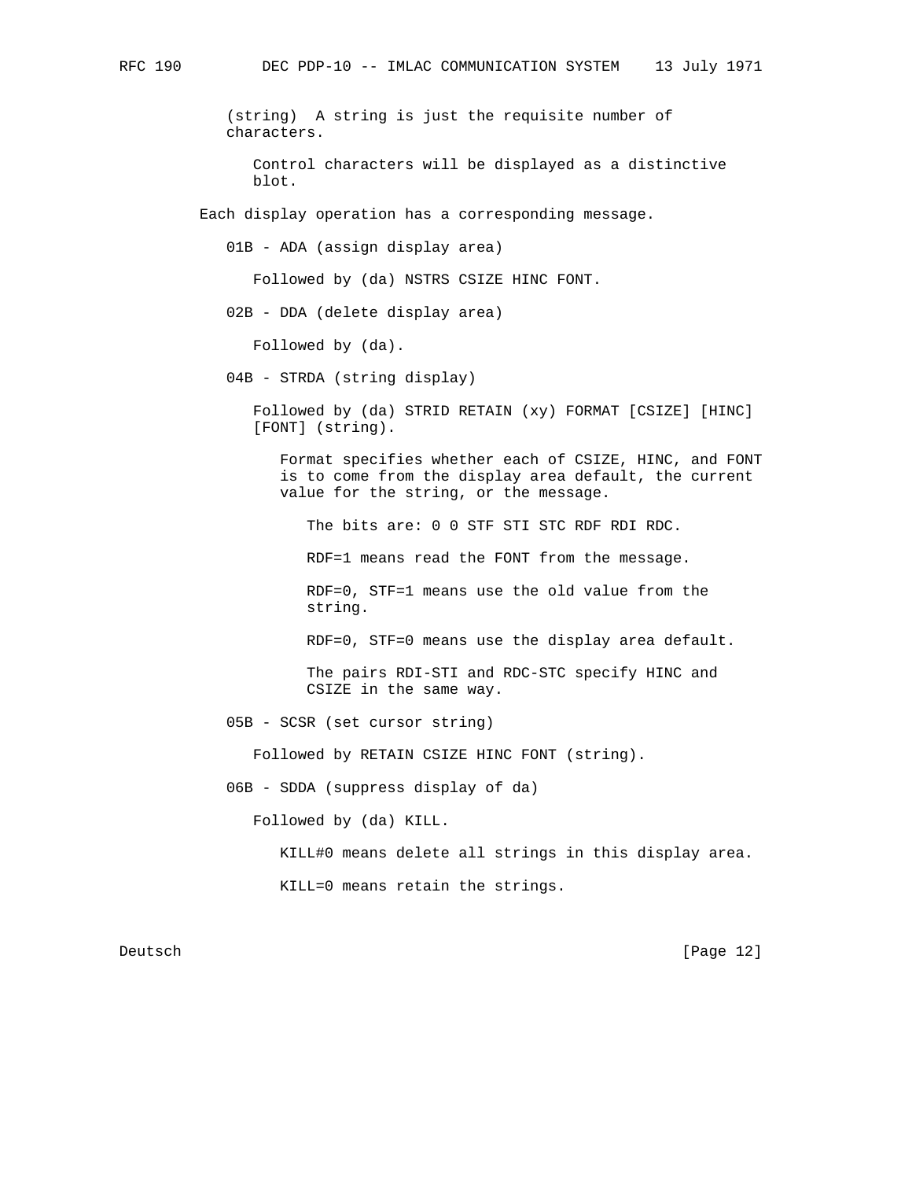(string) A string is just the requisite number of characters.

Control characters will be displayed as a distinctive blot.

Each display operation has a corresponding message.

01B - ADA (assign display area)

Followed by (da) NSTRS CSIZE HINC FONT.

02B - DDA (delete display area)

Followed by (da).

04B - STRDA (string display)

Followed by (da) STRID RETAIN (xy) FORMAT [CSIZE] [HINC] [FONT] (string).

Format specifies whether each of CSIZE, HINC, and FONT is to come from the display area default, the current value for the string, or the message.

The bits are: 0 0 STF STI STC RDF RDI RDC.

RDF=1 means read the FONT from the message.

RDF=0, STF=1 means use the old value from the string.

RDF=0, STF=0 means use the display area default.

The pairs RDI-STI and RDC-STC specify HINC and CSIZE in the same way.

05B - SCSR (set cursor string)

Followed by RETAIN CSIZE HINC FONT (string).

06B - SDDA (suppress display of da)

Followed by (da) KILL.

KILL#0 means delete all strings in this display area.

KILL=0 means retain the strings.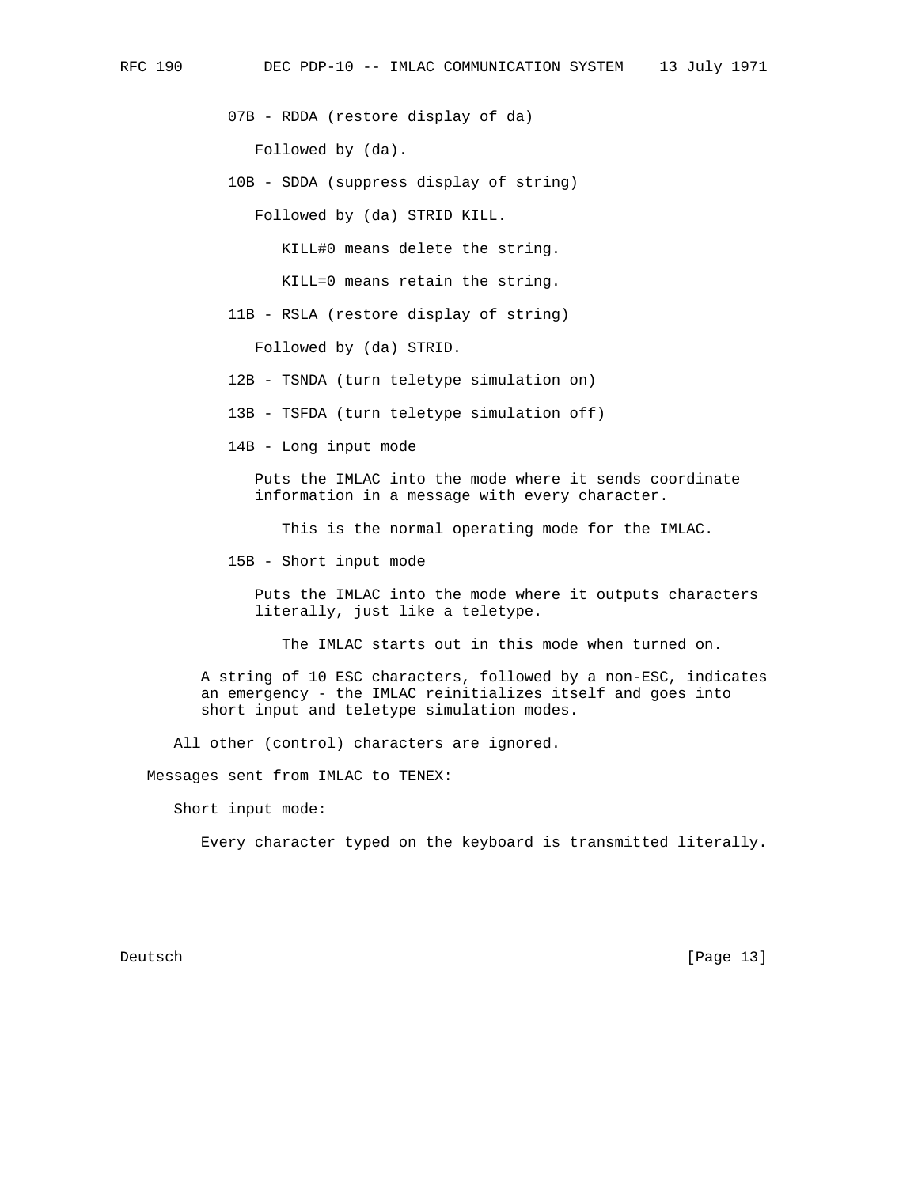07B - RDDA (restore display of da)

Followed by (da).

10B - SDDA (suppress display of string)

Followed by (da) STRID KILL.

KILL#0 means delete the string.

KILL=0 means retain the string.

11B - RSLA (restore display of string)

Followed by (da) STRID.

12B - TSNDA (turn teletype simulation on)

13B - TSFDA (turn teletype simulation off)

14B - Long input mode

Puts the IMLAC into the mode where it sends coordinate information in a message with every character.

This is the normal operating mode for the IMLAC.

15B - Short input mode

Puts the IMLAC into the mode where it outputs characters literally, just like a teletype.

The IMLAC starts out in this mode when turned on.

A string of 10 ESC characters, followed by a non-ESC, indicates an emergency - the IMLAC reinitializes itself and goes into short input and teletype simulation modes.

All other (control) characters are ignored.

Messages sent from IMLAC to TENEX:

Short input mode:

Every character typed on the keyboard is transmitted literally.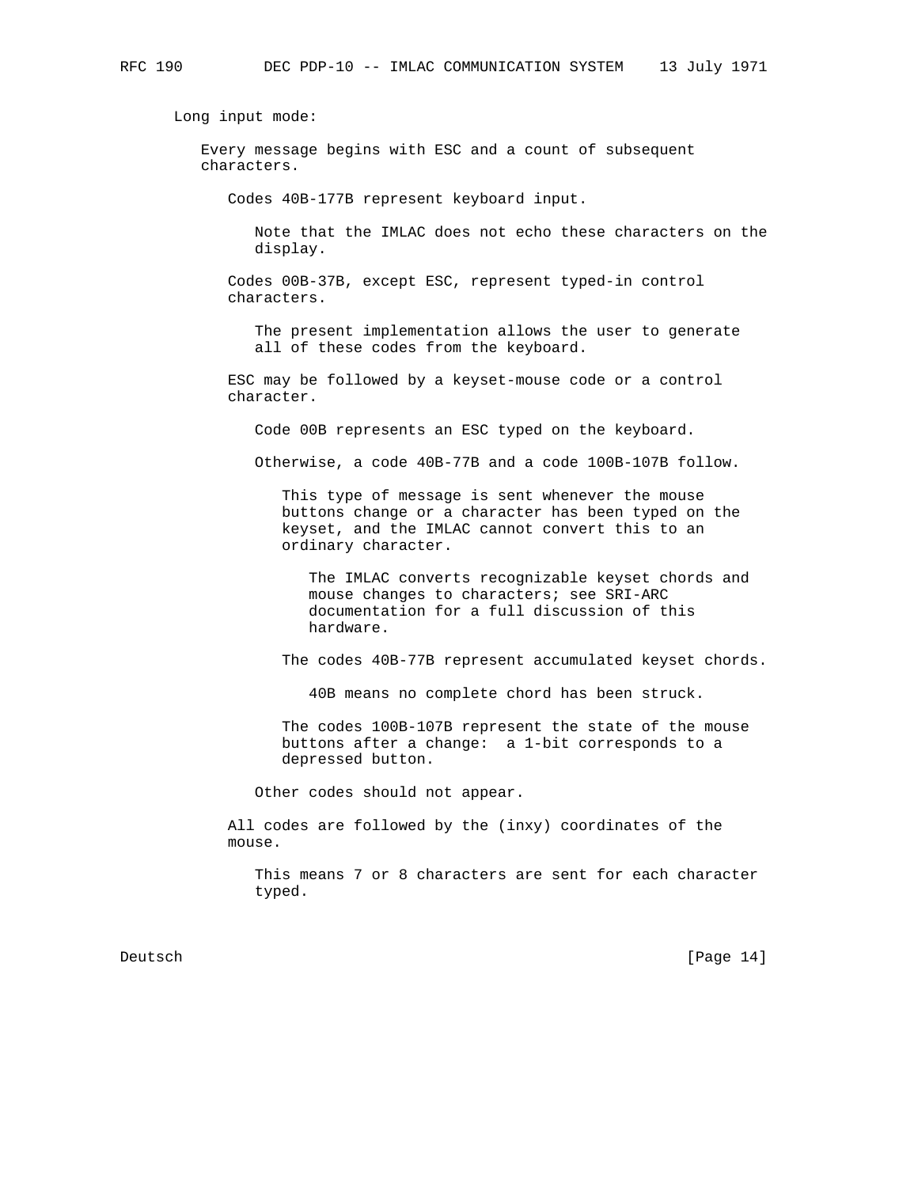Long input mode:

Every message begins with ESC and a count of subsequent characters.

Codes 40B-177B represent keyboard input.

Note that the IMLAC does not echo these characters on the display.

Codes 00B-37B, except ESC, represent typed-in control characters.

The present implementation allows the user to generate all of these codes from the keyboard.

ESC may be followed by a keyset-mouse code or a control character.

Code 00B represents an ESC typed on the keyboard.

Otherwise, a code 40B-77B and a code 100B-107B follow.

This type of message is sent whenever the mouse buttons change or a character has been typed on the keyset, and the IMLAC cannot convert this to an ordinary character.

The IMLAC converts recognizable keyset chords and mouse changes to characters; see SRI-ARC documentation for a full discussion of this hardware.

The codes 40B-77B represent accumulated keyset chords.

40B means no complete chord has been struck.

The codes 100B-107B represent the state of the mouse buttons after a change: a 1-bit corresponds to a depressed button.

Other codes should not appear.

All codes are followed by the (inxy) coordinates of the mouse.

This means 7 or 8 characters are sent for each character typed.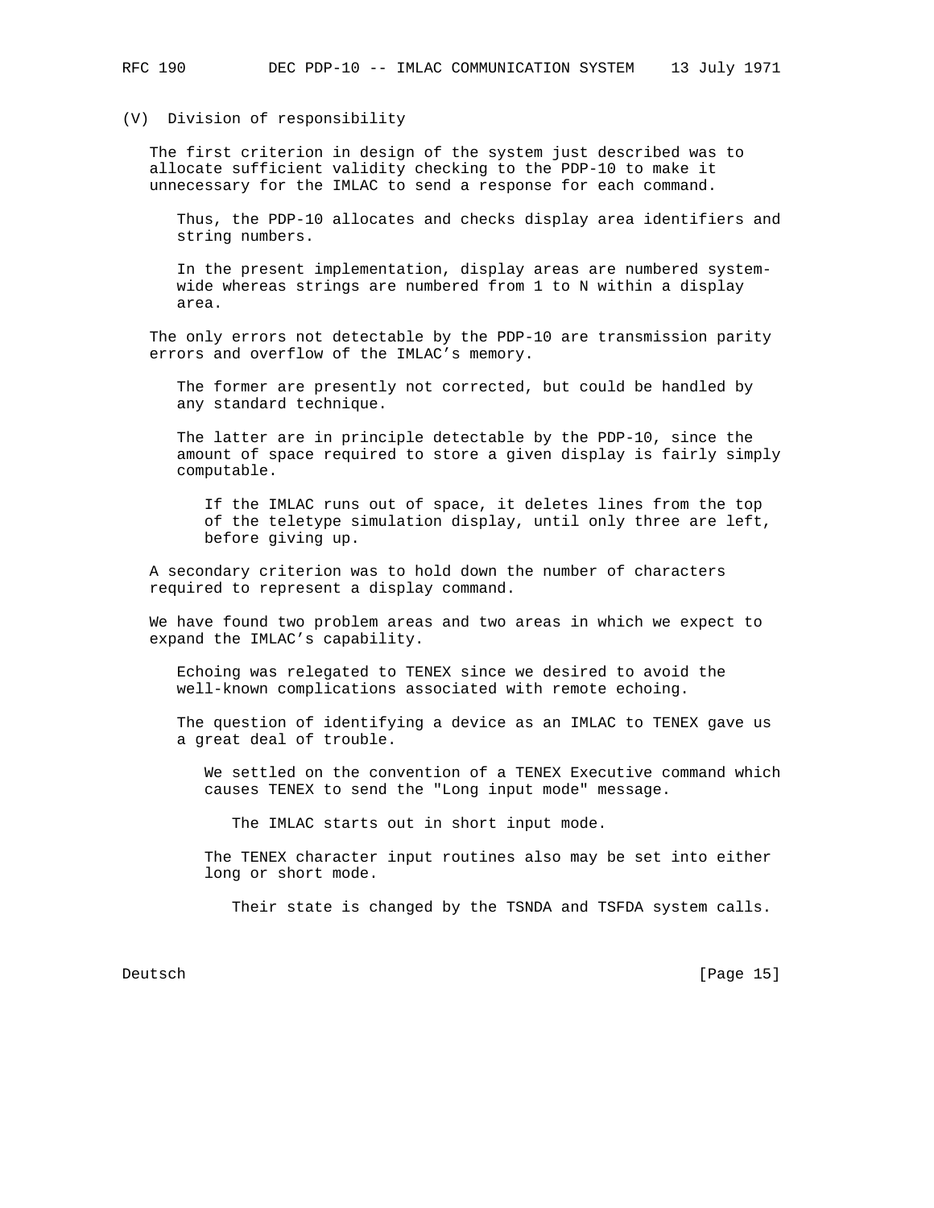## (V) Division of responsibility

The first criterion in design of the system just described was to allocate sufficient validity checking to the PDP-10 to make it unnecessary for the IMLAC to send a response for each command.

> Thus, the PDP-10 allocates and checks display area identifiers and string numbers.
>
> In the present implementation, display areas are numbered system-wide whereas strings are numbered from 1 to N within a display area.

The only errors not detectable by the PDP-10 are transmission parity errors and overflow of the IMLAC's memory.

> The former are presently not corrected, but could be handled by any standard technique.
>
> The latter are in principle detectable by the PDP-10, since the amount of space required to store a given display is fairly simply computable.
>
> > If the IMLAC runs out of space, it deletes lines from the top of the teletype simulation display, until only three are left, before giving up.

A secondary criterion was to hold down the number of characters required to represent a display command.

We have found two problem areas and two areas in which we expect to expand the IMLAC's capability.

> Echoing was relegated to TENEX since we desired to avoid the well-known complications associated with remote echoing.
>
> The question of identifying a device as an IMLAC to TENEX gave us a great deal of trouble.
>
> > We settled on the convention of a TENEX Executive command which causes TENEX to send the "Long input mode" message.
> >
> > > The IMLAC starts out in short input mode.
> >
> > The TENEX character input routines also may be set into either long or short mode.
> >
> > > Their state is changed by the TSNDA and TSFDA system calls.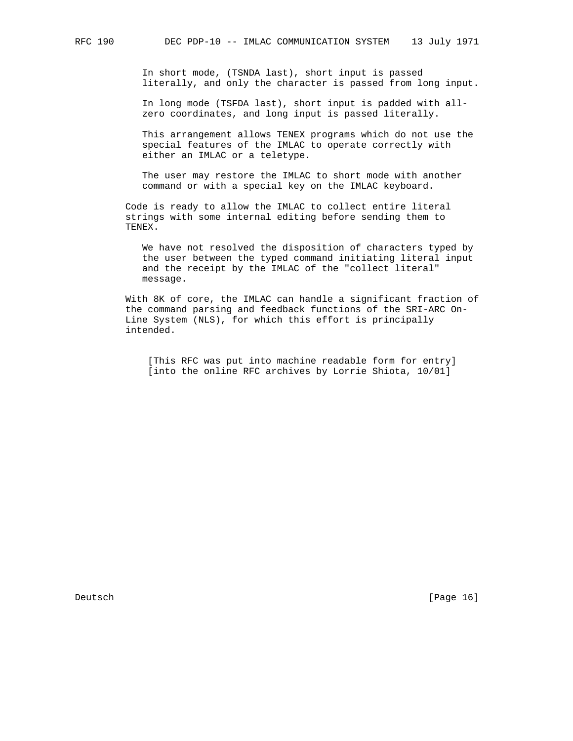In short mode, (TSNDA last), short input is passed literally, and only the character is passed from long input.

In long mode (TSFDA last), short input is padded with all-zero coordinates, and long input is passed literally.

This arrangement allows TENEX programs which do not use the special features of the IMLAC to operate correctly with either an IMLAC or a teletype.

The user may restore the IMLAC to short mode with another command or with a special key on the IMLAC keyboard.

Code is ready to allow the IMLAC to collect entire literal strings with some internal editing before sending them to TENEX.

We have not resolved the disposition of characters typed by the user between the typed command initiating literal input and the receipt by the IMLAC of the "collect literal" message.

With 8K of core, the IMLAC can handle a significant fraction of the command parsing and feedback functions of the SRI-ARC On-Line System (NLS), for which this effort is principally intended.

[This RFC was put into machine readable form for entry]
[into the online RFC archives by Lorrie Shiota, 10/01]